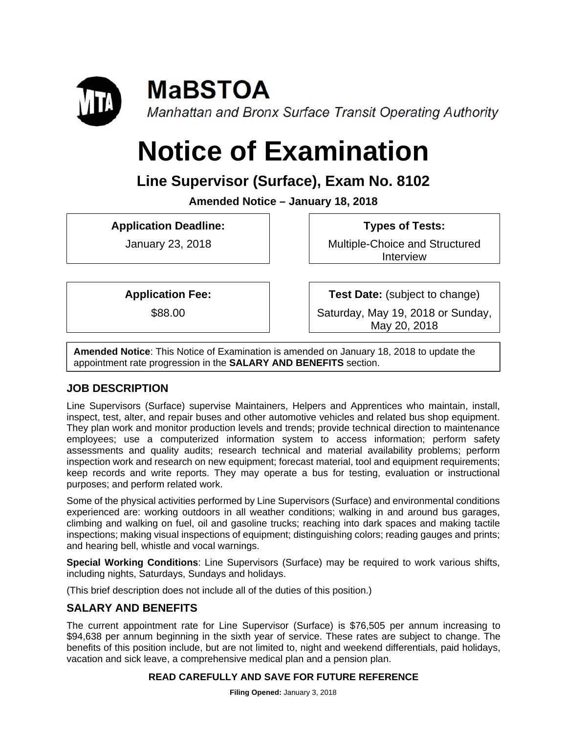**MaBSTOA**

*Manhattan and Bronx Surface Transit Operating Authority*

# Notice of Examination

## Line Supervisor (Surface), Exam No. 8102

**Amended Notice – January 18, 2018**

| **Application Deadline:** | **Types of Tests:** |
|---|---|
| January 23, 2018 | Multiple-Choice and Structured Interview |
| **Application Fee:** | **Test Date:** (subject to change) |
| $88.00 | Saturday, May 19, 2018 or Sunday, May 20, 2018 |

**Amended Notice**: This Notice of Examination is amended on January 18, 2018 to update the appointment rate progression in the **SALARY AND BENEFITS** section.

### JOB DESCRIPTION

Line Supervisors (Surface) supervise Maintainers, Helpers and Apprentices who maintain, install, inspect, test, alter, and repair buses and other automotive vehicles and related bus shop equipment. They plan work and monitor production levels and trends; provide technical direction to maintenance employees; use a computerized information system to access information; perform safety assessments and quality audits; research technical and material availability problems; perform inspection work and research on new equipment; forecast material, tool and equipment requirements; keep records and write reports. They may operate a bus for testing, evaluation or instructional purposes; and perform related work.

Some of the physical activities performed by Line Supervisors (Surface) and environmental conditions experienced are: working outdoors in all weather conditions; walking in and around bus garages, climbing and walking on fuel, oil and gasoline trucks; reaching into dark spaces and making tactile inspections; making visual inspections of equipment; distinguishing colors; reading gauges and prints; and hearing bell, whistle and vocal warnings.

**Special Working Conditions**: Line Supervisors (Surface) may be required to work various shifts, including nights, Saturdays, Sundays and holidays.

(This brief description does not include all of the duties of this position.)

### SALARY AND BENEFITS

The current appointment rate for Line Supervisor (Surface) is $76,505 per annum increasing to $94,638 per annum beginning in the sixth year of service. These rates are subject to change. The benefits of this position include, but are not limited to, night and weekend differentials, paid holidays, vacation and sick leave, a comprehensive medical plan and a pension plan.

**READ CAREFULLY AND SAVE FOR FUTURE REFERENCE**

**Filing Opened:** January 3, 2018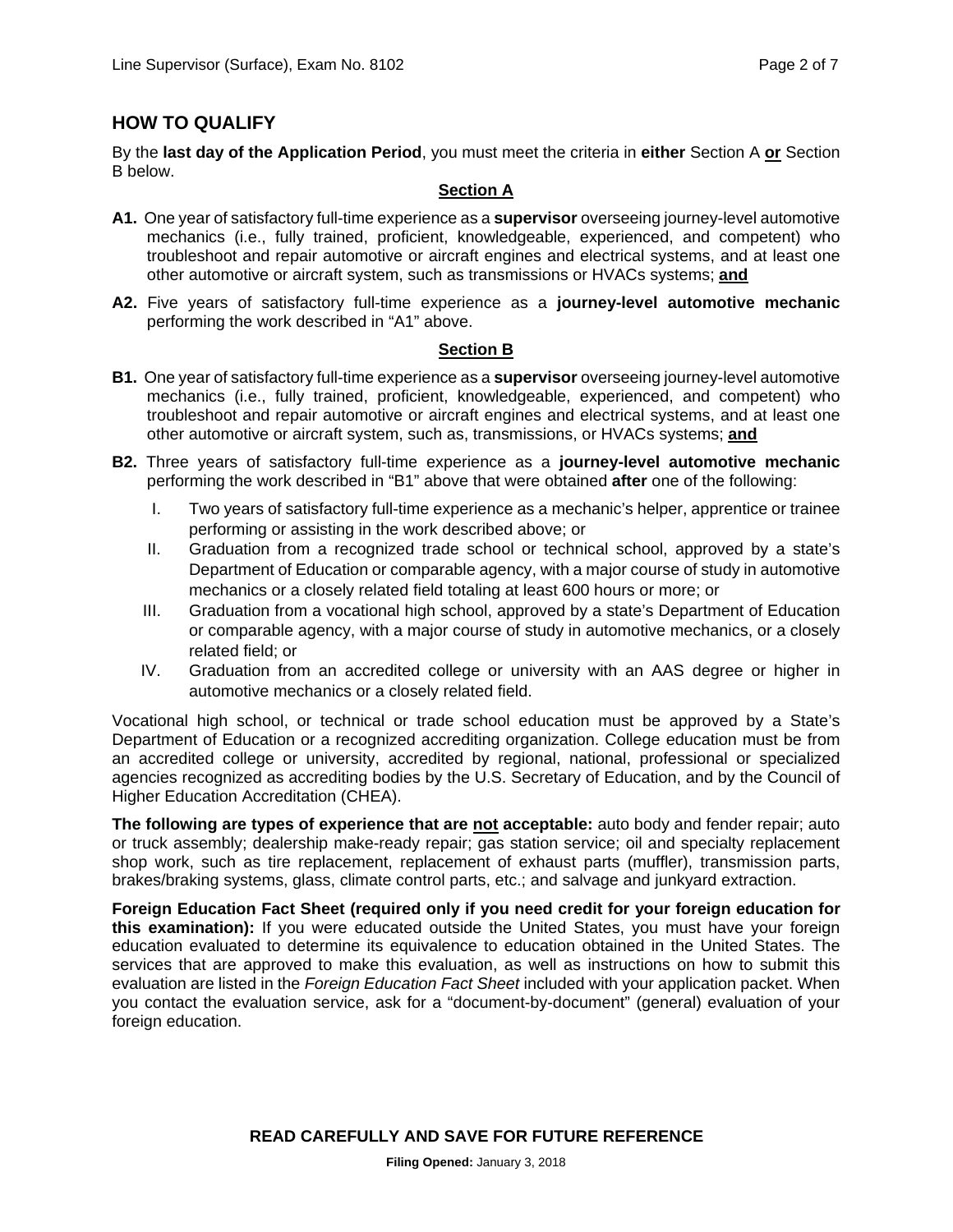## HOW TO QUALIFY

By the **last day of the Application Period**, you must meet the criteria in **either** Section A **or** Section B below.

### Section A

**A1.** One year of satisfactory full-time experience as a **supervisor** overseeing journey-level automotive mechanics (i.e., fully trained, proficient, knowledgeable, experienced, and competent) who troubleshoot and repair automotive or aircraft engines and electrical systems, and at least one other automotive or aircraft system, such as transmissions or HVACs systems; **and**

**A2.** Five years of satisfactory full-time experience as a **journey-level automotive mechanic** performing the work described in "A1" above.

### Section B

**B1.** One year of satisfactory full-time experience as a **supervisor** overseeing journey-level automotive mechanics (i.e., fully trained, proficient, knowledgeable, experienced, and competent) who troubleshoot and repair automotive or aircraft engines and electrical systems, and at least one other automotive or aircraft system, such as, transmissions, or HVACs systems; **and**

**B2.** Three years of satisfactory full-time experience as a **journey-level automotive mechanic** performing the work described in "B1" above that were obtained **after** one of the following:

I. Two years of satisfactory full-time experience as a mechanic's helper, apprentice or trainee performing or assisting in the work described above; or

II. Graduation from a recognized trade school or technical school, approved by a state's Department of Education or comparable agency, with a major course of study in automotive mechanics or a closely related field totaling at least 600 hours or more; or

III. Graduation from a vocational high school, approved by a state's Department of Education or comparable agency, with a major course of study in automotive mechanics, or a closely related field; or

IV. Graduation from an accredited college or university with an AAS degree or higher in automotive mechanics or a closely related field.

Vocational high school, or technical or trade school education must be approved by a State's Department of Education or a recognized accrediting organization. College education must be from an accredited college or university, accredited by regional, national, professional or specialized agencies recognized as accrediting bodies by the U.S. Secretary of Education, and by the Council of Higher Education Accreditation (CHEA).

**The following are types of experience that are not acceptable:** auto body and fender repair; auto or truck assembly; dealership make-ready repair; gas station service; oil and specialty replacement shop work, such as tire replacement, replacement of exhaust parts (muffler), transmission parts, brakes/braking systems, glass, climate control parts, etc.; and salvage and junkyard extraction.

**Foreign Education Fact Sheet (required only if you need credit for your foreign education for this examination):** If you were educated outside the United States, you must have your foreign education evaluated to determine its equivalence to education obtained in the United States. The services that are approved to make this evaluation, as well as instructions on how to submit this evaluation are listed in the *Foreign Education Fact Sheet* included with your application packet. When you contact the evaluation service, ask for a "document-by-document" (general) evaluation of your foreign education.

**READ CAREFULLY AND SAVE FOR FUTURE REFERENCE**

**Filing Opened:** January 3, 2018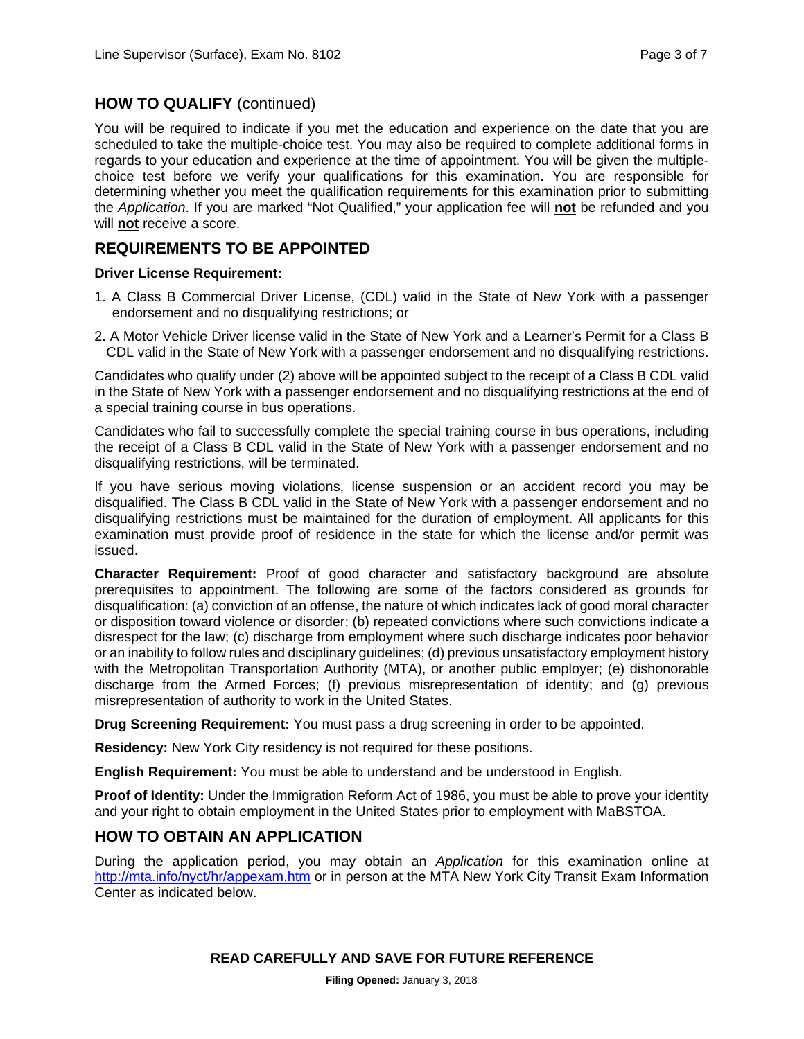## HOW TO QUALIFY (continued)

You will be required to indicate if you met the education and experience on the date that you are scheduled to take the multiple-choice test. You may also be required to complete additional forms in regards to your education and experience at the time of appointment. You will be given the multiple-choice test before we verify your qualifications for this examination. You are responsible for determining whether you meet the qualification requirements for this examination prior to submitting the *Application*. If you are marked "Not Qualified," your application fee will **not** be refunded and you will **not** receive a score.

## REQUIREMENTS TO BE APPOINTED

**Driver License Requirement:**

1. A Class B Commercial Driver License, (CDL) valid in the State of New York with a passenger endorsement and no disqualifying restrictions; or
2. A Motor Vehicle Driver license valid in the State of New York and a Learner's Permit for a Class B CDL valid in the State of New York with a passenger endorsement and no disqualifying restrictions.

Candidates who qualify under (2) above will be appointed subject to the receipt of a Class B CDL valid in the State of New York with a passenger endorsement and no disqualifying restrictions at the end of a special training course in bus operations.

Candidates who fail to successfully complete the special training course in bus operations, including the receipt of a Class B CDL valid in the State of New York with a passenger endorsement and no disqualifying restrictions, will be terminated.

If you have serious moving violations, license suspension or an accident record you may be disqualified. The Class B CDL valid in the State of New York with a passenger endorsement and no disqualifying restrictions must be maintained for the duration of employment. All applicants for this examination must provide proof of residence in the state for which the license and/or permit was issued.

**Character Requirement:** Proof of good character and satisfactory background are absolute prerequisites to appointment. The following are some of the factors considered as grounds for disqualification: (a) conviction of an offense, the nature of which indicates lack of good moral character or disposition toward violence or disorder; (b) repeated convictions where such convictions indicate a disrespect for the law; (c) discharge from employment where such discharge indicates poor behavior or an inability to follow rules and disciplinary guidelines; (d) previous unsatisfactory employment history with the Metropolitan Transportation Authority (MTA), or another public employer; (e) dishonorable discharge from the Armed Forces; (f) previous misrepresentation of identity; and (g) previous misrepresentation of authority to work in the United States.

**Drug Screening Requirement:** You must pass a drug screening in order to be appointed.

**Residency:** New York City residency is not required for these positions.

**English Requirement:** You must be able to understand and be understood in English.

**Proof of Identity:** Under the Immigration Reform Act of 1986, you must be able to prove your identity and your right to obtain employment in the United States prior to employment with MaBSTOA.

## HOW TO OBTAIN AN APPLICATION

During the application period, you may obtain an *Application* for this examination online at http://mta.info/nyct/hr/appexam.htm or in person at the MTA New York City Transit Exam Information Center as indicated below.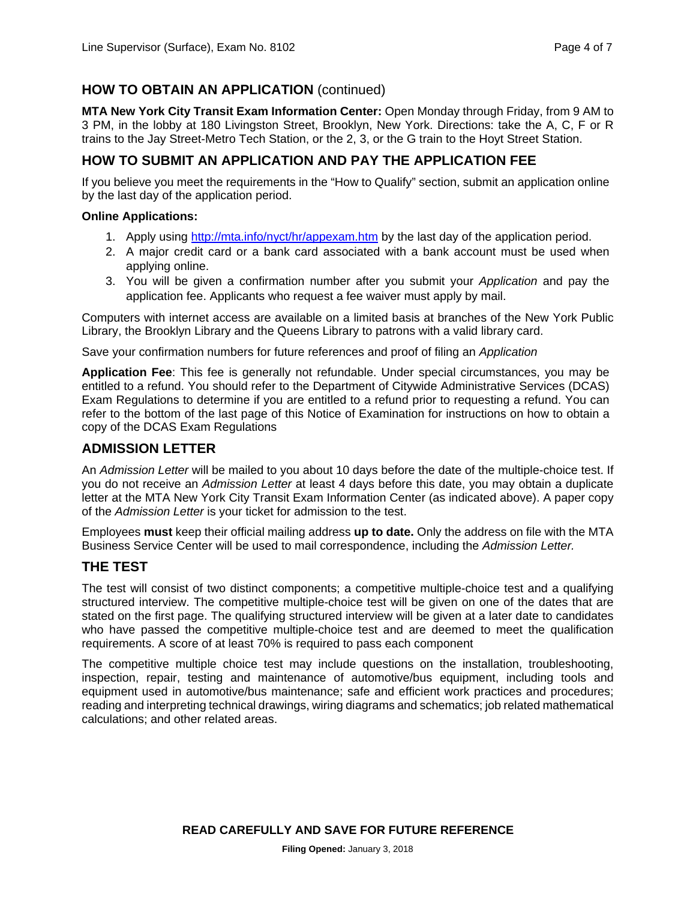## HOW TO OBTAIN AN APPLICATION (continued)

**MTA New York City Transit Exam Information Center:** Open Monday through Friday, from 9 AM to 3 PM, in the lobby at 180 Livingston Street, Brooklyn, New York. Directions: take the A, C, F or R trains to the Jay Street-Metro Tech Station, or the 2, 3, or the G train to the Hoyt Street Station.

## HOW TO SUBMIT AN APPLICATION AND PAY THE APPLICATION FEE

If you believe you meet the requirements in the "How to Qualify" section, submit an application online by the last day of the application period.

**Online Applications:**

1. Apply using http://mta.info/nyct/hr/appexam.htm by the last day of the application period.
2. A major credit card or a bank card associated with a bank account must be used when applying online.
3. You will be given a confirmation number after you submit your *Application* and pay the application fee. Applicants who request a fee waiver must apply by mail.

Computers with internet access are available on a limited basis at branches of the New York Public Library, the Brooklyn Library and the Queens Library to patrons with a valid library card.

Save your confirmation numbers for future references and proof of filing an *Application*

**Application Fee**: This fee is generally not refundable. Under special circumstances, you may be entitled to a refund. You should refer to the Department of Citywide Administrative Services (DCAS) Exam Regulations to determine if you are entitled to a refund prior to requesting a refund. You can refer to the bottom of the last page of this Notice of Examination for instructions on how to obtain a copy of the DCAS Exam Regulations

## ADMISSION LETTER

An *Admission Letter* will be mailed to you about 10 days before the date of the multiple-choice test. If you do not receive an *Admission Letter* at least 4 days before this date, you may obtain a duplicate letter at the MTA New York City Transit Exam Information Center (as indicated above). A paper copy of the *Admission Letter* is your ticket for admission to the test.

Employees **must** keep their official mailing address **up to date.** Only the address on file with the MTA Business Service Center will be used to mail correspondence, including the *Admission Letter.*

## THE TEST

The test will consist of two distinct components; a competitive multiple-choice test and a qualifying structured interview. The competitive multiple-choice test will be given on one of the dates that are stated on the first page. The qualifying structured interview will be given at a later date to candidates who have passed the competitive multiple-choice test and are deemed to meet the qualification requirements. A score of at least 70% is required to pass each component

The competitive multiple choice test may include questions on the installation, troubleshooting, inspection, repair, testing and maintenance of automotive/bus equipment, including tools and equipment used in automotive/bus maintenance; safe and efficient work practices and procedures; reading and interpreting technical drawings, wiring diagrams and schematics; job related mathematical calculations; and other related areas.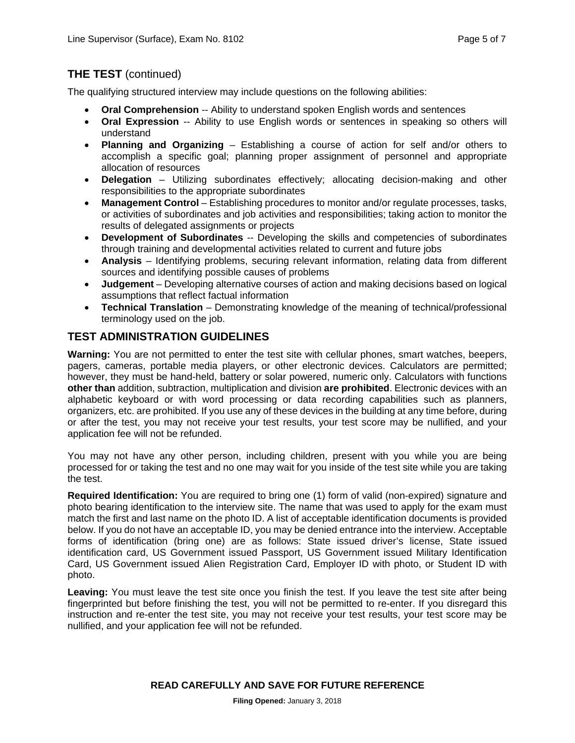## THE TEST (continued)

The qualifying structured interview may include questions on the following abilities:

- **Oral Comprehension** -- Ability to understand spoken English words and sentences
- **Oral Expression** -- Ability to use English words or sentences in speaking so others will understand
- **Planning and Organizing** – Establishing a course of action for self and/or others to accomplish a specific goal; planning proper assignment of personnel and appropriate allocation of resources
- **Delegation** – Utilizing subordinates effectively; allocating decision-making and other responsibilities to the appropriate subordinates
- **Management Control** – Establishing procedures to monitor and/or regulate processes, tasks, or activities of subordinates and job activities and responsibilities; taking action to monitor the results of delegated assignments or projects
- **Development of Subordinates** -- Developing the skills and competencies of subordinates through training and developmental activities related to current and future jobs
- **Analysis** – Identifying problems, securing relevant information, relating data from different sources and identifying possible causes of problems
- **Judgement** – Developing alternative courses of action and making decisions based on logical assumptions that reflect factual information
- **Technical Translation** – Demonstrating knowledge of the meaning of technical/professional terminology used on the job.

## TEST ADMINISTRATION GUIDELINES

**Warning:** You are not permitted to enter the test site with cellular phones, smart watches, beepers, pagers, cameras, portable media players, or other electronic devices. Calculators are permitted; however, they must be hand-held, battery or solar powered, numeric only. Calculators with functions **other than** addition, subtraction, multiplication and division **are prohibited**. Electronic devices with an alphabetic keyboard or with word processing or data recording capabilities such as planners, organizers, etc. are prohibited. If you use any of these devices in the building at any time before, during or after the test, you may not receive your test results, your test score may be nullified, and your application fee will not be refunded.

You may not have any other person, including children, present with you while you are being processed for or taking the test and no one may wait for you inside of the test site while you are taking the test.

**Required Identification:** You are required to bring one (1) form of valid (non-expired) signature and photo bearing identification to the interview site. The name that was used to apply for the exam must match the first and last name on the photo ID. A list of acceptable identification documents is provided below. If you do not have an acceptable ID, you may be denied entrance into the interview. Acceptable forms of identification (bring one) are as follows: State issued driver's license, State issued identification card, US Government issued Passport, US Government issued Military Identification Card, US Government issued Alien Registration Card, Employer ID with photo, or Student ID with photo.

**Leaving:** You must leave the test site once you finish the test. If you leave the test site after being fingerprinted but before finishing the test, you will not be permitted to re-enter. If you disregard this instruction and re-enter the test site, you may not receive your test results, your test score may be nullified, and your application fee will not be refunded.

**READ CAREFULLY AND SAVE FOR FUTURE REFERENCE**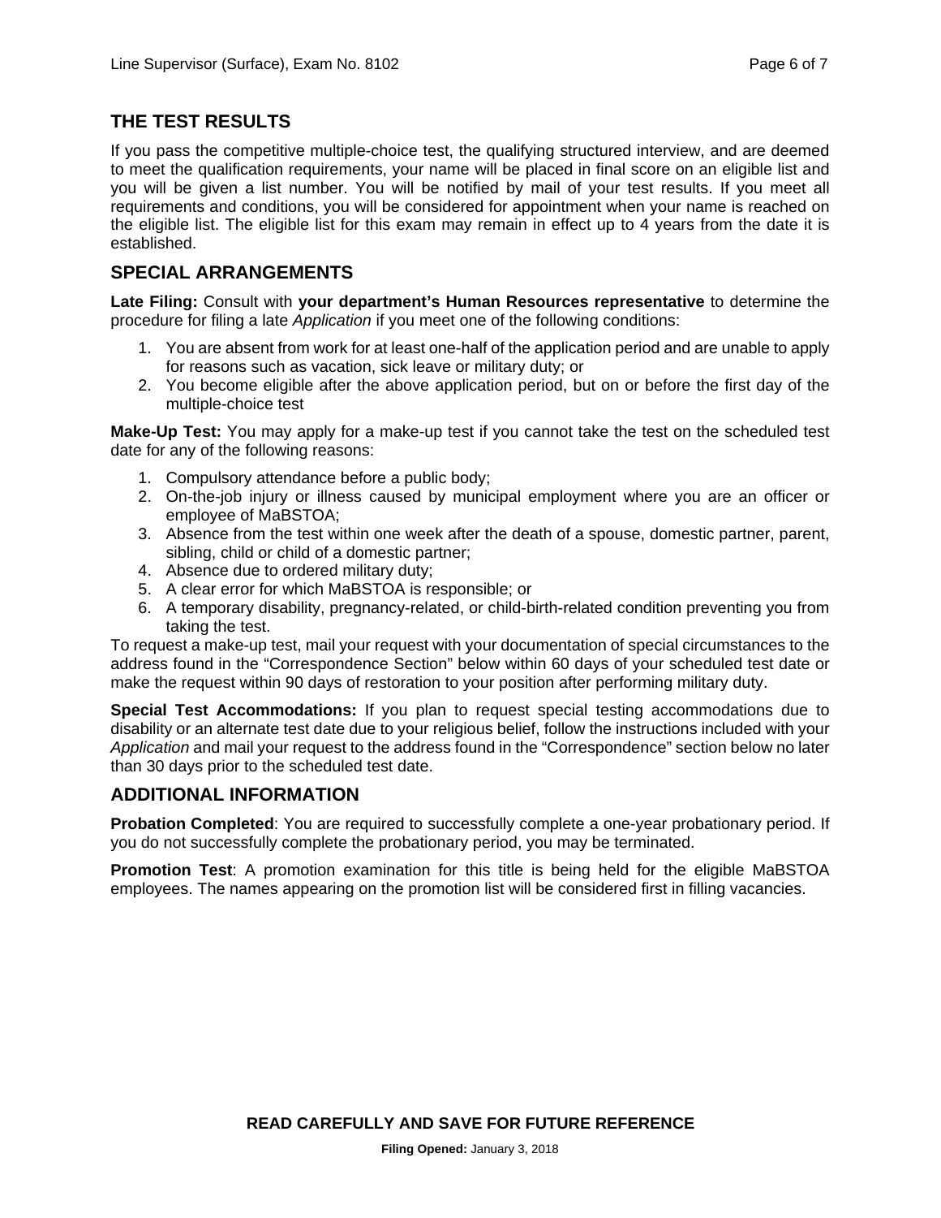## THE TEST RESULTS

If you pass the competitive multiple-choice test, the qualifying structured interview, and are deemed to meet the qualification requirements, your name will be placed in final score on an eligible list and you will be given a list number. You will be notified by mail of your test results. If you meet all requirements and conditions, you will be considered for appointment when your name is reached on the eligible list. The eligible list for this exam may remain in effect up to 4 years from the date it is established.

## SPECIAL ARRANGEMENTS

**Late Filing:** Consult with **your department's Human Resources representative** to determine the procedure for filing a late *Application* if you meet one of the following conditions:

1. You are absent from work for at least one-half of the application period and are unable to apply for reasons such as vacation, sick leave or military duty; or
2. You become eligible after the above application period, but on or before the first day of the multiple-choice test

**Make-Up Test:** You may apply for a make-up test if you cannot take the test on the scheduled test date for any of the following reasons:

1. Compulsory attendance before a public body;
2. On-the-job injury or illness caused by municipal employment where you are an officer or employee of MaBSTOA;
3. Absence from the test within one week after the death of a spouse, domestic partner, parent, sibling, child or child of a domestic partner;
4. Absence due to ordered military duty;
5. A clear error for which MaBSTOA is responsible; or
6. A temporary disability, pregnancy-related, or child-birth-related condition preventing you from taking the test.

To request a make-up test, mail your request with your documentation of special circumstances to the address found in the "Correspondence Section" below within 60 days of your scheduled test date or make the request within 90 days of restoration to your position after performing military duty.

**Special Test Accommodations:** If you plan to request special testing accommodations due to disability or an alternate test date due to your religious belief, follow the instructions included with your *Application* and mail your request to the address found in the "Correspondence" section below no later than 30 days prior to the scheduled test date.

## ADDITIONAL INFORMATION

**Probation Completed**: You are required to successfully complete a one-year probationary period. If you do not successfully complete the probationary period, you may be terminated.

**Promotion Test**: A promotion examination for this title is being held for the eligible MaBSTOA employees. The names appearing on the promotion list will be considered first in filling vacancies.

**READ CAREFULLY AND SAVE FOR FUTURE REFERENCE**

**Filing Opened:** January 3, 2018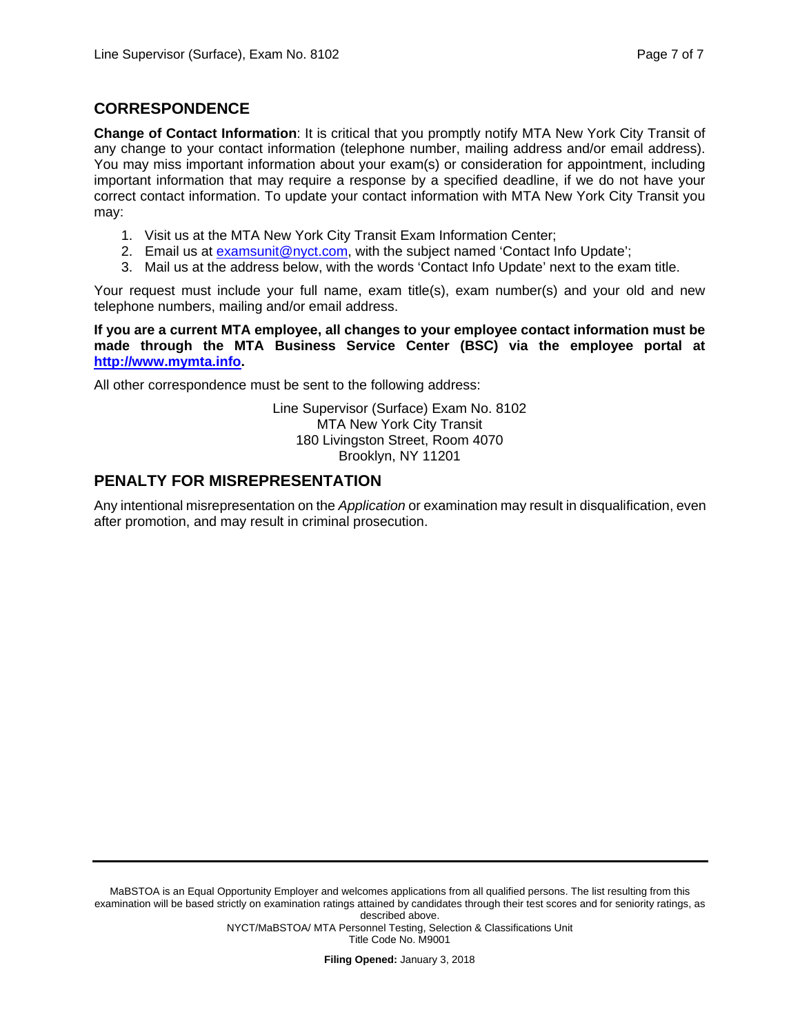## CORRESPONDENCE

**Change of Contact Information**: It is critical that you promptly notify MTA New York City Transit of any change to your contact information (telephone number, mailing address and/or email address). You may miss important information about your exam(s) or consideration for appointment, including important information that may require a response by a specified deadline, if we do not have your correct contact information. To update your contact information with MTA New York City Transit you may:

1. Visit us at the MTA New York City Transit Exam Information Center;
2. Email us at examsunit@nyct.com, with the subject named 'Contact Info Update';
3. Mail us at the address below, with the words 'Contact Info Update' next to the exam title.

Your request must include your full name, exam title(s), exam number(s) and your old and new telephone numbers, mailing and/or email address.

**If you are a current MTA employee, all changes to your employee contact information must be made through the MTA Business Service Center (BSC) via the employee portal at http://www.mymta.info.**

All other correspondence must be sent to the following address:

Line Supervisor (Surface) Exam No. 8102
MTA New York City Transit
180 Livingston Street, Room 4070
Brooklyn, NY 11201

## PENALTY FOR MISREPRESENTATION

Any intentional misrepresentation on the *Application* or examination may result in disqualification, even after promotion, and may result in criminal prosecution.

MaBSTOA is an Equal Opportunity Employer and welcomes applications from all qualified persons. The list resulting from this examination will be based strictly on examination ratings attained by candidates through their test scores and for seniority ratings, as described above.

NYCT/MaBSTOA/ MTA Personnel Testing, Selection & Classifications Unit
Title Code No. M9001

**Filing Opened:** January 3, 2018